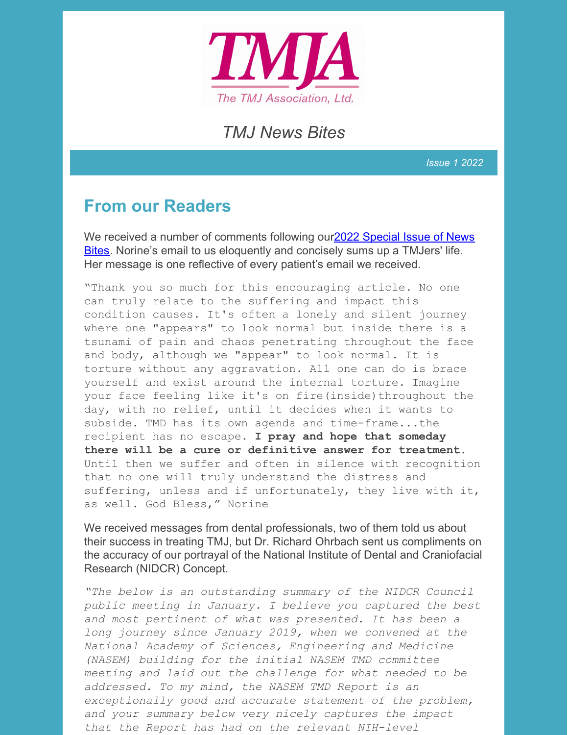TMJA

The TMJ Association, Ltd.

*TMJ News Bites*

*Issue 1 2022*

## From our Readers

We received a number of comments following our2022 Special Issue of News Bites. Norine's email to us eloquently and concisely sums up a TMJers' life. Her message is one reflective of every patient's email we received.

"Thank you so much for this encouraging article. No one can truly relate to the suffering and impact this condition causes. It's often a lonely and silent journey where one "appears" to look normal but inside there is a tsunami of pain and chaos penetrating throughout the face and body, although we "appear" to look normal. It is torture without any aggravation. All one can do is brace yourself and exist around the internal torture. Imagine your face feeling like it's on fire(inside)throughout the day, with no relief, until it decides when it wants to subside. TMD has its own agenda and time-frame...the recipient has no escape. **I pray and hope that someday there will be a cure or definitive answer for treatment.** Until then we suffer and often in silence with recognition that no one will truly understand the distress and suffering, unless and if unfortunately, they live with it, as well. God Bless," Norine

We received messages from dental professionals, two of them told us about their success in treating TMJ, but Dr. Richard Ohrbach sent us compliments on the accuracy of our portrayal of the National Institute of Dental and Craniofacial Research (NIDCR) Concept.

*"The below is an outstanding summary of the NIDCR Council public meeting in January. I believe you captured the best and most pertinent of what was presented. It has been a long journey since January 2019, when we convened at the National Academy of Sciences, Engineering and Medicine (NASEM) building for the initial NASEM TMD committee meeting and laid out the challenge for what needed to be addressed. To my mind, the NASEM TMD Report is an exceptionally good and accurate statement of the problem, and your summary below very nicely captures the impact that the Report has had on the relevant NIH-level*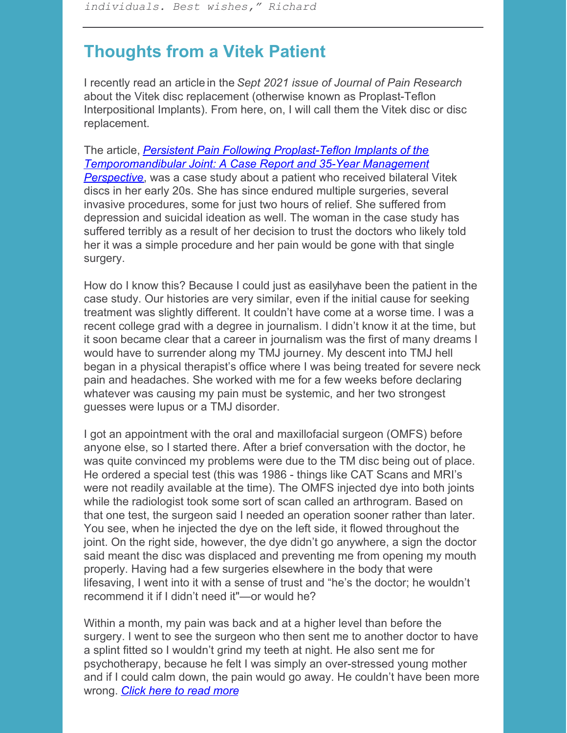*individuals. Best wishes,” Richard*

---

## Thoughts from a Vitek Patient

I recently read an article in the *Sept 2021 issue of Journal of Pain Research* about the Vitek disc replacement (otherwise known as Proplast-Teflon Interpositional Implants). From here, on, I will call them the Vitek disc or disc replacement.

The article, [*Persistent Pain Following Proplast-Teflon Implants of the Temporomandibular Joint: A Case Report and 35-Year Management Perspective*](), was a case study about a patient who received bilateral Vitek discs in her early 20s. She has since endured multiple surgeries, several invasive procedures, some for just two hours of relief. She suffered from depression and suicidal ideation as well. The woman in the case study has suffered terribly as a result of her decision to trust the doctors who likely told her it was a simple procedure and her pain would be gone with that single surgery.

How do I know this? Because I could just as easilyhave been the patient in the case study. Our histories are very similar, even if the initial cause for seeking treatment was slightly different. It couldn’t have come at a worse time. I was a recent college grad with a degree in journalism. I didn’t know it at the time, but it soon became clear that a career in journalism was the first of many dreams I would have to surrender along my TMJ journey. My descent into TMJ hell began in a physical therapist’s office where I was being treated for severe neck pain and headaches. She worked with me for a few weeks before declaring whatever was causing my pain must be systemic, and her two strongest guesses were lupus or a TMJ disorder.

I got an appointment with the oral and maxillofacial surgeon (OMFS) before anyone else, so I started there. After a brief conversation with the doctor, he was quite convinced my problems were due to the TM disc being out of place. He ordered a special test (this was 1986 - things like CAT Scans and MRI’s were not readily available at the time). The OMFS injected dye into both joints while the radiologist took some sort of scan called an arthrogram. Based on that one test, the surgeon said I needed an operation sooner rather than later. You see, when he injected the dye on the left side, it flowed throughout the joint. On the right side, however, the dye didn’t go anywhere, a sign the doctor said meant the disc was displaced and preventing me from opening my mouth properly. Having had a few surgeries elsewhere in the body that were lifesaving, I went into it with a sense of trust and “he’s the doctor; he wouldn’t recommend it if I didn’t need it"—or would he?

Within a month, my pain was back and at a higher level than before the surgery. I went to see the surgeon who then sent me to another doctor to have a splint fitted so I wouldn’t grind my teeth at night. He also sent me for psychotherapy, because he felt I was simply an over-stressed young mother and if I could calm down, the pain would go away. He couldn’t have been more wrong. [*Click here to read more*]()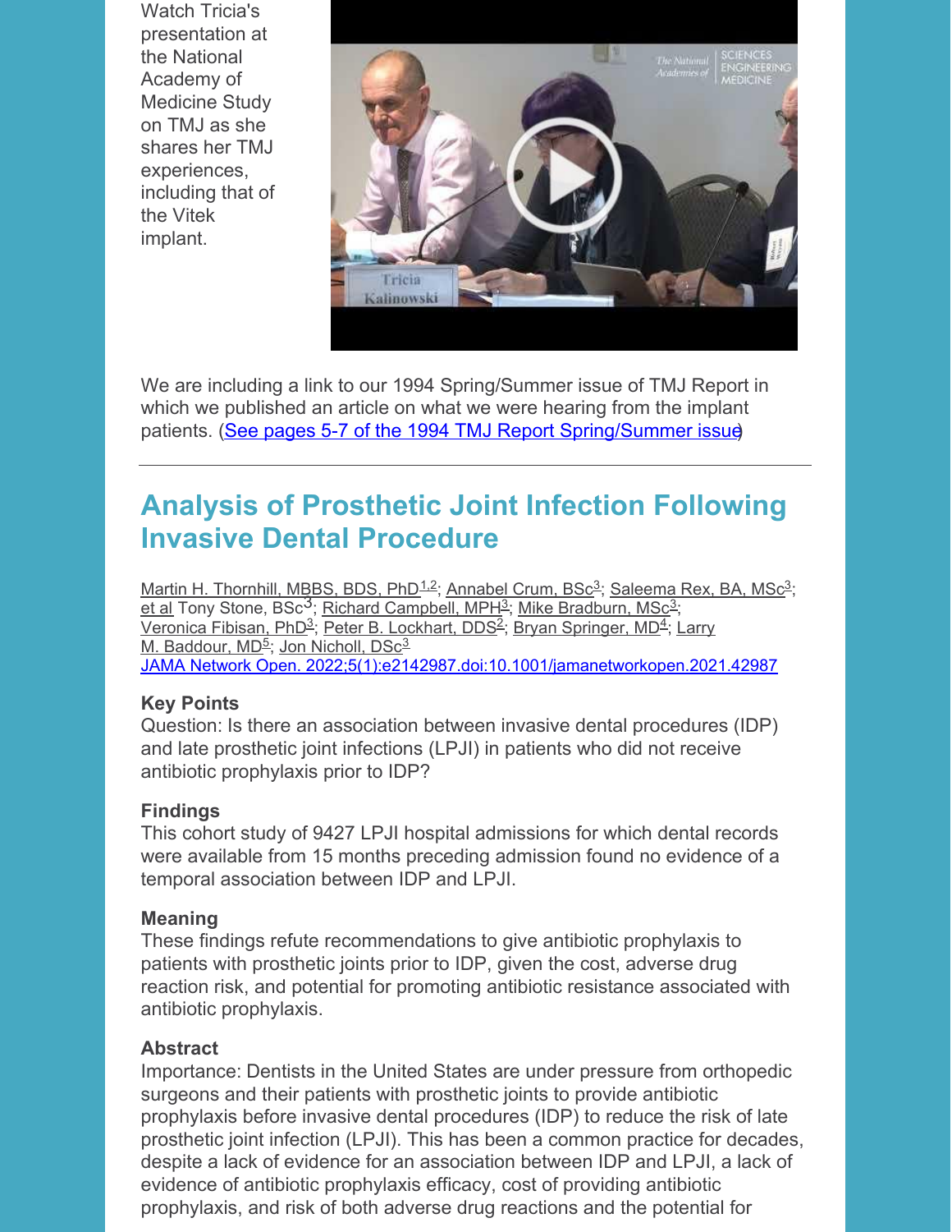Watch Tricia's presentation at the National Academy of Medicine Study on TMJ as she shares her TMJ experiences, including that of the Vitek implant.

We are including a link to our 1994 Spring/Summer issue of TMJ Report in which we published an article on what we were hearing from the implant patients. (See pages 5-7 of the 1994 TMJ Report Spring/Summer issue)

---

## Analysis of Prosthetic Joint Infection Following Invasive Dental Procedure

Martin H. Thornhill, MBBS, BDS, PhD[1,2]; Annabel Crum, BSc[3]; Saleema Rex, BA, MSc[3]; et al Tony Stone, BSc[3]; Richard Campbell, MPH[3]; Mike Bradburn, MSc[3]; Veronica Fibisan, PhD[3]; Peter B. Lockhart, DDS[2]; Bryan Springer, MD[4]; Larry M. Baddour, MD[5]; Jon Nicholl, DSc[3]
JAMA Network Open. 2022;5(1):e2142987.doi:10.1001/jamanetworkopen.2021.42987

**Key Points**
Question: Is there an association between invasive dental procedures (IDP) and late prosthetic joint infections (LPJI) in patients who did not receive antibiotic prophylaxis prior to IDP?

**Findings**
This cohort study of 9427 LPJI hospital admissions for which dental records were available from 15 months preceding admission found no evidence of a temporal association between IDP and LPJI.

**Meaning**
These findings refute recommendations to give antibiotic prophylaxis to patients with prosthetic joints prior to IDP, given the cost, adverse drug reaction risk, and potential for promoting antibiotic resistance associated with antibiotic prophylaxis.

**Abstract**
Importance: Dentists in the United States are under pressure from orthopedic surgeons and their patients with prosthetic joints to provide antibiotic prophylaxis before invasive dental procedures (IDP) to reduce the risk of late prosthetic joint infection (LPJI). This has been a common practice for decades, despite a lack of evidence for an association between IDP and LPJI, a lack of evidence of antibiotic prophylaxis efficacy, cost of providing antibiotic prophylaxis, and risk of both adverse drug reactions and the potential for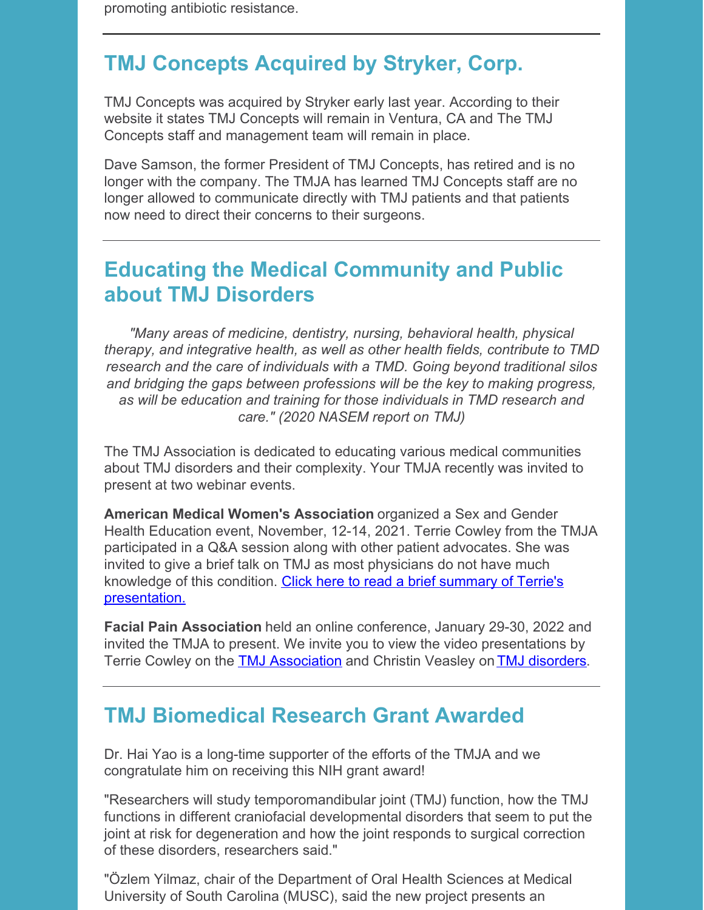promoting antibiotic resistance.

---

## TMJ Concepts Acquired by Stryker, Corp.

TMJ Concepts was acquired by Stryker early last year. According to their website it states TMJ Concepts will remain in Ventura, CA and The TMJ Concepts staff and management team will remain in place.

Dave Samson, the former President of TMJ Concepts, has retired and is no longer with the company. The TMJA has learned TMJ Concepts staff are no longer allowed to communicate directly with TMJ patients and that patients now need to direct their concerns to their surgeons.

---

## Educating the Medical Community and Public about TMJ Disorders

*"Many areas of medicine, dentistry, nursing, behavioral health, physical therapy, and integrative health, as well as other health fields, contribute to TMD research and the care of individuals with a TMD. Going beyond traditional silos and bridging the gaps between professions will be the key to making progress, as will be education and training for those individuals in TMD research and care." (2020 NASEM report on TMJ)*

The TMJ Association is dedicated to educating various medical communities about TMJ disorders and their complexity. Your TMJA recently was invited to present at two webinar events.

**American Medical Women's Association** organized a Sex and Gender Health Education event, November, 12-14, 2021. Terrie Cowley from the TMJA participated in a Q&A session along with other patient advocates. She was invited to give a brief talk on TMJ as most physicians do not have much knowledge of this condition. Click here to read a brief summary of Terrie's presentation.

**Facial Pain Association** held an online conference, January 29-30, 2022 and invited the TMJA to present. We invite you to view the video presentations by Terrie Cowley on the TMJ Association and Christin Veasley on TMJ disorders.

---

## TMJ Biomedical Research Grant Awarded

Dr. Hai Yao is a long-time supporter of the efforts of the TMJA and we congratulate him on receiving this NIH grant award!

"Researchers will study temporomandibular joint (TMJ) function, how the TMJ functions in different craniofacial developmental disorders that seem to put the joint at risk for degeneration and how the joint responds to surgical correction of these disorders, researchers said."

"Özlem Yilmaz, chair of the Department of Oral Health Sciences at Medical University of South Carolina (MUSC), said the new project presents an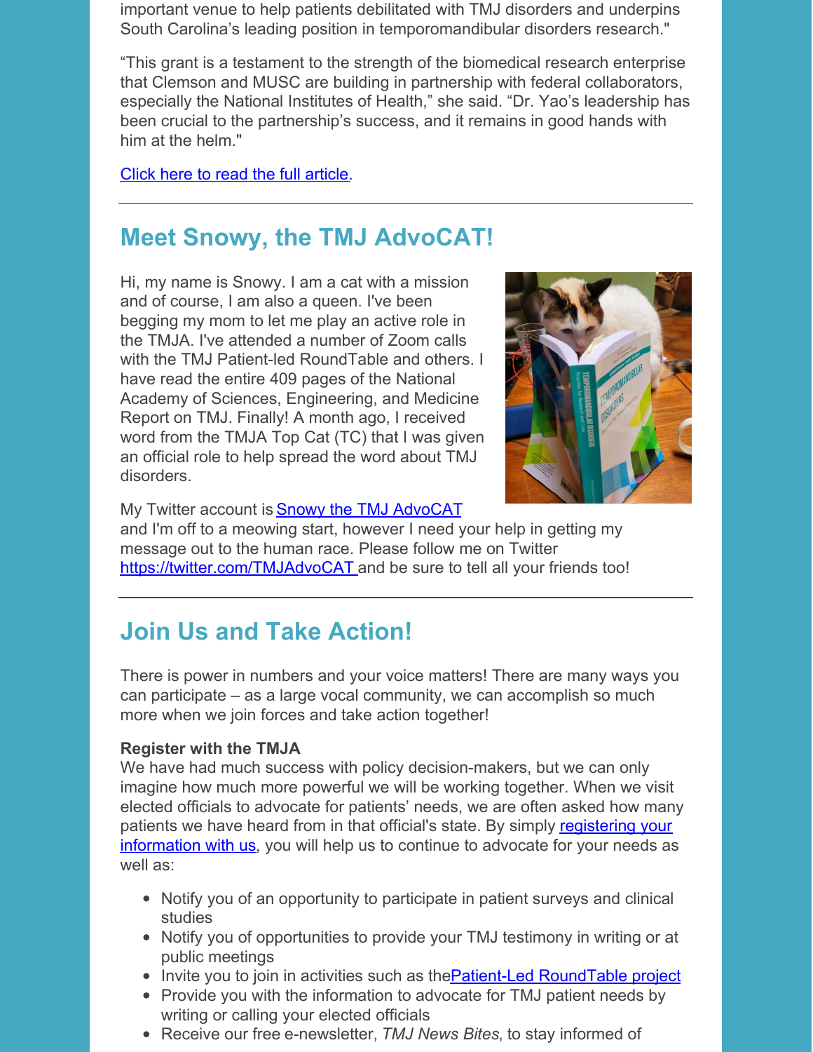important venue to help patients debilitated with TMJ disorders and underpins South Carolina's leading position in temporomandibular disorders research."

"This grant is a testament to the strength of the biomedical research enterprise that Clemson and MUSC are building in partnership with federal collaborators, especially the National Institutes of Health," she said. "Dr. Yao's leadership has been crucial to the partnership's success, and it remains in good hands with him at the helm."

Click here to read the full article.

---

## Meet Snowy, the TMJ AdvoCAT!

Hi, my name is Snowy. I am a cat with a mission and of course, I am also a queen. I've been begging my mom to let me play an active role in the TMJA. I've attended a number of Zoom calls with the TMJ Patient-led RoundTable and others. I have read the entire 409 pages of the National Academy of Sciences, Engineering, and Medicine Report on TMJ. Finally! A month ago, I received word from the TMJA Top Cat (TC) that I was given an official role to help spread the word about TMJ disorders.

My Twitter account is Snowy the TMJ AdvoCAT and I'm off to a meowing start, however I need your help in getting my message out to the human race. Please follow me on Twitter https://twitter.com/TMJAdvoCAT and be sure to tell all your friends too!

---

## Join Us and Take Action!

There is power in numbers and your voice matters! There are many ways you can participate – as a large vocal community, we can accomplish so much more when we join forces and take action together!

**Register with the TMJA**
We have had much success with policy decision-makers, but we can only imagine how much more powerful we will be working together. When we visit elected officials to advocate for patients' needs, we are often asked how many patients we have heard from in that official's state. By simply registering your information with us, you will help us to continue to advocate for your needs as well as:

- Notify you of an opportunity to participate in patient surveys and clinical studies
- Notify you of opportunities to provide your TMJ testimony in writing or at public meetings
- Invite you to join in activities such as the Patient-Led RoundTable project
- Provide you with the information to advocate for TMJ patient needs by writing or calling your elected officials
- Receive our free e-newsletter, *TMJ News Bites*, to stay informed of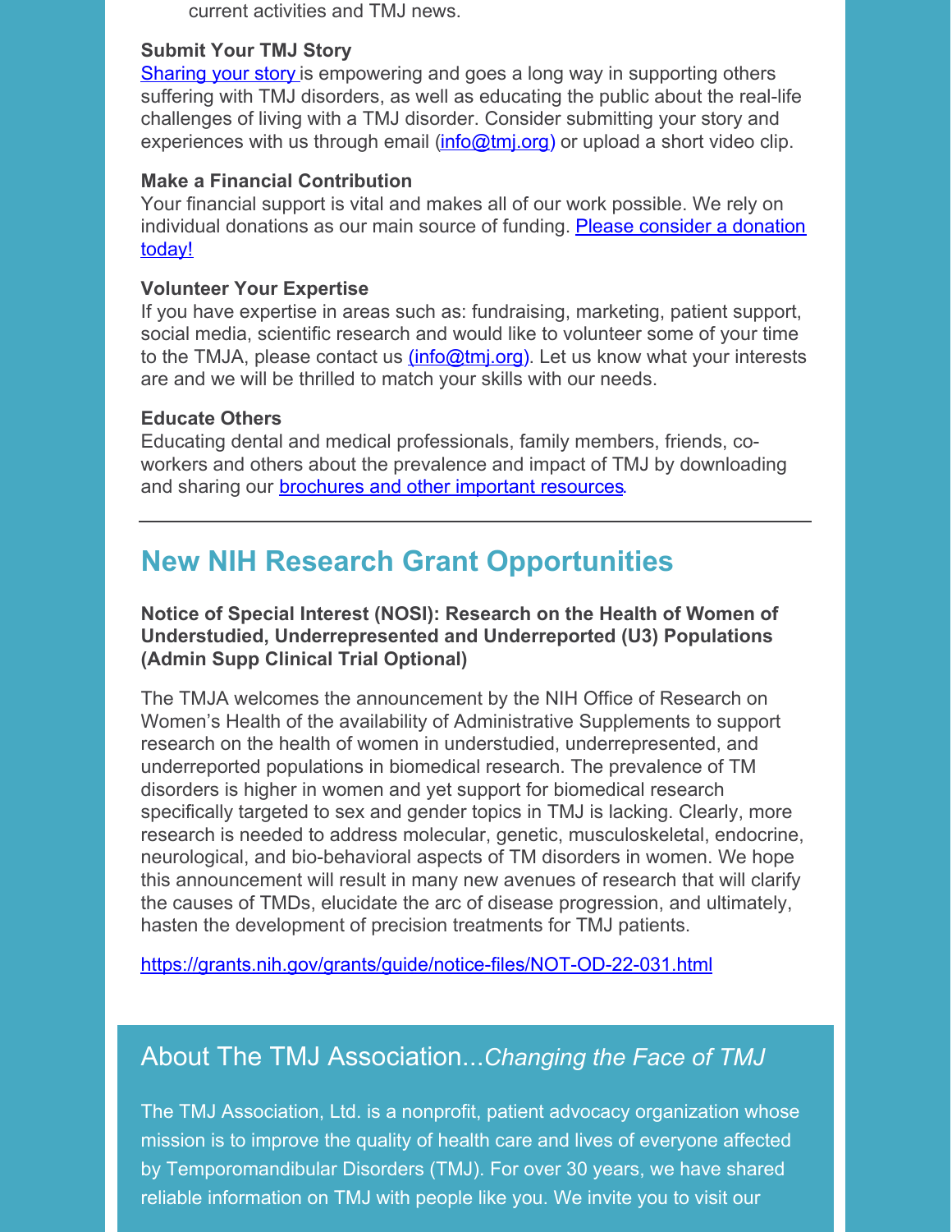current activities and TMJ news.

**Submit Your TMJ Story**

Sharing your story is empowering and goes a long way in supporting others suffering with TMJ disorders, as well as educating the public about the real-life challenges of living with a TMJ disorder. Consider submitting your story and experiences with us through email (info@tmj.org) or upload a short video clip.

**Make a Financial Contribution**

Your financial support is vital and makes all of our work possible. We rely on individual donations as our main source of funding. Please consider a donation today!

**Volunteer Your Expertise**

If you have expertise in areas such as: fundraising, marketing, patient support, social media, scientific research and would like to volunteer some of your time to the TMJA, please contact us (info@tmj.org). Let us know what your interests are and we will be thrilled to match your skills with our needs.

**Educate Others**

Educating dental and medical professionals, family members, friends, co-workers and others about the prevalence and impact of TMJ by downloading and sharing our brochures and other important resources.

---

## New NIH Research Grant Opportunities

**Notice of Special Interest (NOSI): Research on the Health of Women of Understudied, Underrepresented and Underreported (U3) Populations (Admin Supp Clinical Trial Optional)**

The TMJA welcomes the announcement by the NIH Office of Research on Women's Health of the availability of Administrative Supplements to support research on the health of women in understudied, underrepresented, and underreported populations in biomedical research. The prevalence of TM disorders is higher in women and yet support for biomedical research specifically targeted to sex and gender topics in TMJ is lacking. Clearly, more research is needed to address molecular, genetic, musculoskeletal, endocrine, neurological, and bio-behavioral aspects of TM disorders in women. We hope this announcement will result in many new avenues of research that will clarify the causes of TMDs, elucidate the arc of disease progression, and ultimately, hasten the development of precision treatments for TMJ patients.

https://grants.nih.gov/grants/guide/notice-files/NOT-OD-22-031.html

## About The TMJ Association...*Changing the Face of TMJ*

The TMJ Association, Ltd. is a nonprofit, patient advocacy organization whose mission is to improve the quality of health care and lives of everyone affected by Temporomandibular Disorders (TMJ). For over 30 years, we have shared reliable information on TMJ with people like you. We invite you to visit our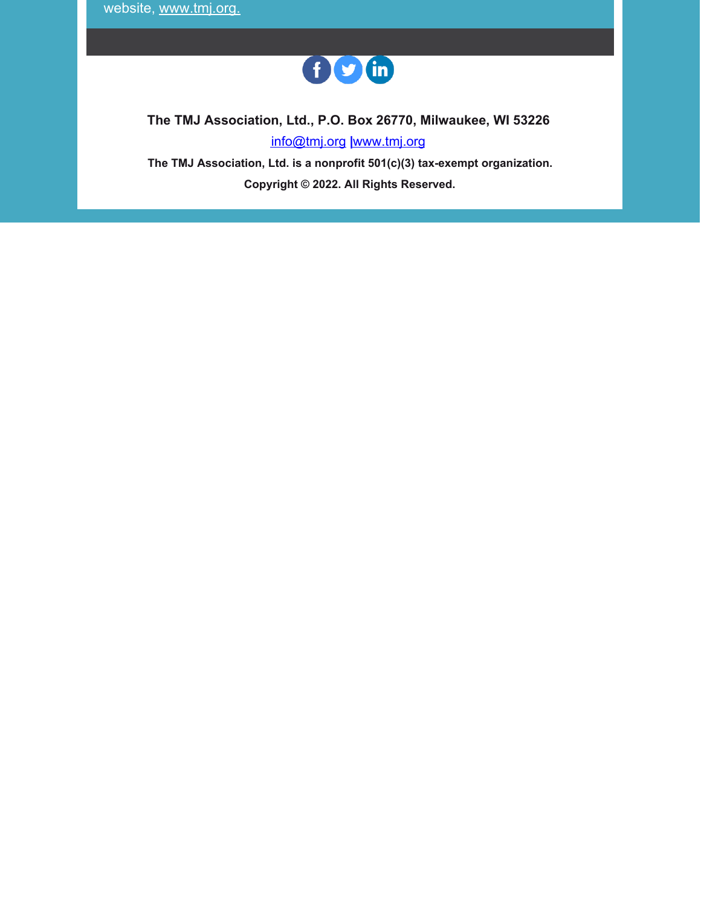website, www.tmj.org.

**The TMJ Association, Ltd., P.O. Box 26770, Milwaukee, WI 53226**

info@tmj.org |www.tmj.org

**The TMJ Association, Ltd. is a nonprofit 501(c)(3) tax-exempt organization.**

**Copyright © 2022. All Rights Reserved.**